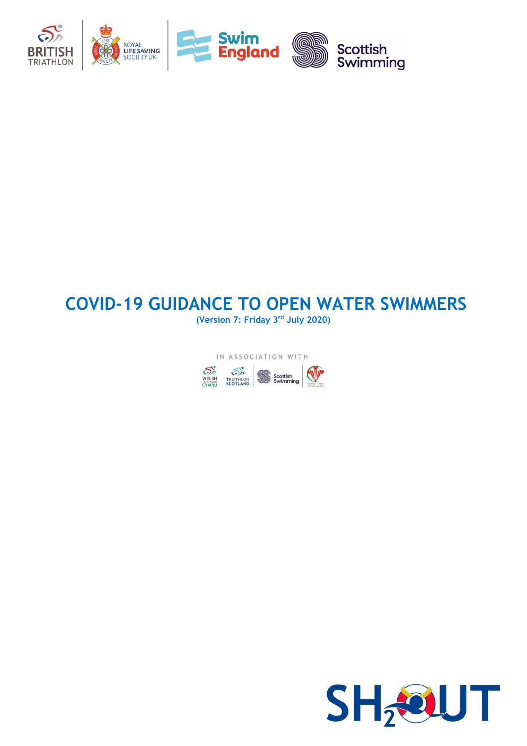# COVID-19 GUIDANCE TO OPEN WATER SWIMMERS

**(Version 7: Friday 3rd July 2020)**

IN ASSOCIATION WITH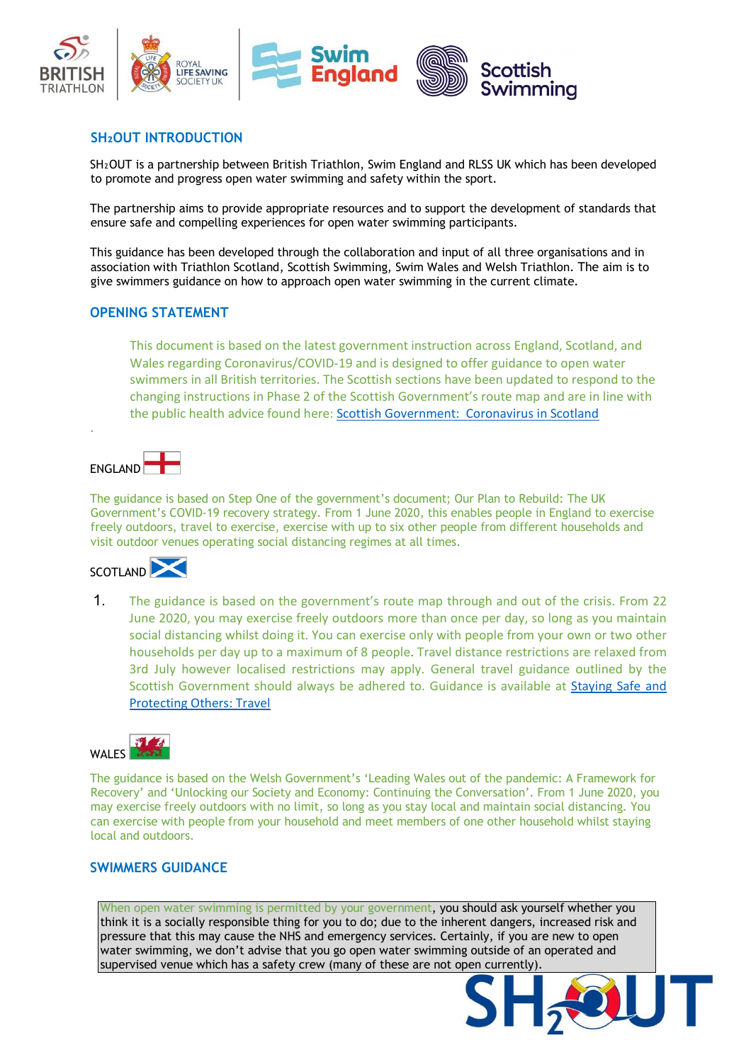## SH$_2$OUT INTRODUCTION

SH$_2$OUT is a partnership between British Triathlon, Swim England and RLSS UK which has been developed to promote and progress open water swimming and safety within the sport.

The partnership aims to provide appropriate resources and to support the development of standards that ensure safe and compelling experiences for open water swimming participants.

This guidance has been developed through the collaboration and input of all three organisations and in association with Triathlon Scotland, Scottish Swimming, Swim Wales and Welsh Triathlon. The aim is to give swimmers guidance on how to approach open water swimming in the current climate.

## OPENING STATEMENT

This document is based on the latest government instruction across England, Scotland, and Wales regarding Coronavirus/COVID-19 and is designed to offer guidance to open water swimmers in all British territories. The Scottish sections have been updated to respond to the changing instructions in Phase 2 of the Scottish Government's route map and are in line with the public health advice found here: Scottish Government: Coronavirus in Scotland

.

### ENGLAND

The guidance is based on Step One of the government's document; Our Plan to Rebuild: The UK Government's COVID-19 recovery strategy. From 1 June 2020, this enables people in England to exercise freely outdoors, travel to exercise, exercise with up to six other people from different households and visit outdoor venues operating social distancing regimes at all times.

### SCOTLAND

1. The guidance is based on the government's route map through and out of the crisis. From 22 June 2020, you may exercise freely outdoors more than once per day, so long as you maintain social distancing whilst doing it. You can exercise only with people from your own or two other households per day up to a maximum of 8 people. Travel distance restrictions are relaxed from 3rd July however localised restrictions may apply. General travel guidance outlined by the Scottish Government should always be adhered to. Guidance is available at Staying Safe and Protecting Others: Travel

### WALES

The guidance is based on the Welsh Government's 'Leading Wales out of the pandemic: A Framework for Recovery' and 'Unlocking our Society and Economy: Continuing the Conversation'. From 1 June 2020, you may exercise freely outdoors with no limit, so long as you stay local and maintain social distancing. You can exercise with people from your household and meet members of one other household whilst staying local and outdoors.

## SWIMMERS GUIDANCE

When open water swimming is permitted by your government, you should ask yourself whether you think it is a socially responsible thing for you to do; due to the inherent dangers, increased risk and pressure that this may cause the NHS and emergency services. Certainly, if you are new to open water swimming, we don't advise that you go open water swimming outside of an operated and supervised venue which has a safety crew (many of these are not open currently).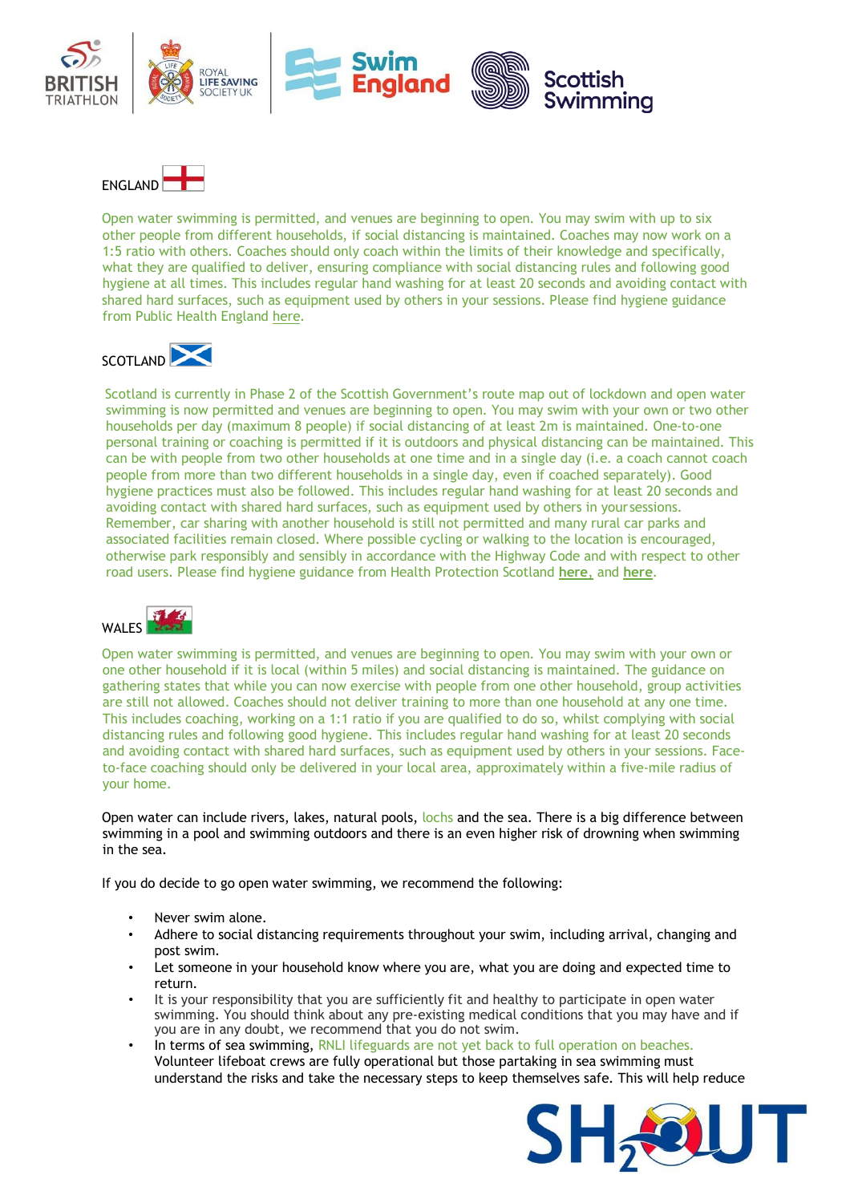## ENGLAND

Open water swimming is permitted, and venues are beginning to open. You may swim with up to six other people from different households, if social distancing is maintained. Coaches may now work on a 1:5 ratio with others. Coaches should only coach within the limits of their knowledge and specifically, what they are qualified to deliver, ensuring compliance with social distancing rules and following good hygiene at all times. This includes regular hand washing for at least 20 seconds and avoiding contact with shared hard surfaces, such as equipment used by others in your sessions. Please find hygiene guidance from Public Health England here.

## SCOTLAND

Scotland is currently in Phase 2 of the Scottish Government's route map out of lockdown and open water swimming is now permitted and venues are beginning to open. You may swim with your own or two other households per day (maximum 8 people) if social distancing of at least 2m is maintained. One-to-one personal training or coaching is permitted if it is outdoors and physical distancing can be maintained. This can be with people from two other households at one time and in a single day (i.e. a coach cannot coach people from more than two different households in a single day, even if coached separately). Good hygiene practices must also be followed. This includes regular hand washing for at least 20 seconds and avoiding contact with shared hard surfaces, such as equipment used by others in your sessions. Remember, car sharing with another household is still not permitted and many rural car parks and associated facilities remain closed. Where possible cycling or walking to the location is encouraged, otherwise park responsibly and sensibly in accordance with the Highway Code and with respect to other road users. Please find hygiene guidance from Health Protection Scotland **here**, and **here**.

## WALES

Open water swimming is permitted, and venues are beginning to open. You may swim with your own or one other household if it is local (within 5 miles) and social distancing is maintained. The guidance on gathering states that while you can now exercise with people from one other household, group activities are still not allowed. Coaches should not deliver training to more than one household at any one time. This includes coaching, working on a 1:1 ratio if you are qualified to do so, whilst complying with social distancing rules and following good hygiene. This includes regular hand washing for at least 20 seconds and avoiding contact with shared hard surfaces, such as equipment used by others in your sessions. Face-to-face coaching should only be delivered in your local area, approximately within a five-mile radius of your home.

Open water can include rivers, lakes, natural pools, lochs and the sea. There is a big difference between swimming in a pool and swimming outdoors and there is an even higher risk of drowning when swimming in the sea.

If you do decide to go open water swimming, we recommend the following:

- Never swim alone.
- Adhere to social distancing requirements throughout your swim, including arrival, changing and post swim.
- Let someone in your household know where you are, what you are doing and expected time to return.
- It is your responsibility that you are sufficiently fit and healthy to participate in open water swimming. You should think about any pre-existing medical conditions that you may have and if you are in any doubt, we recommend that you do not swim.
- In terms of sea swimming, RNLI lifeguards are not yet back to full operation on beaches. Volunteer lifeboat crews are fully operational but those partaking in sea swimming must understand the risks and take the necessary steps to keep themselves safe. This will help reduce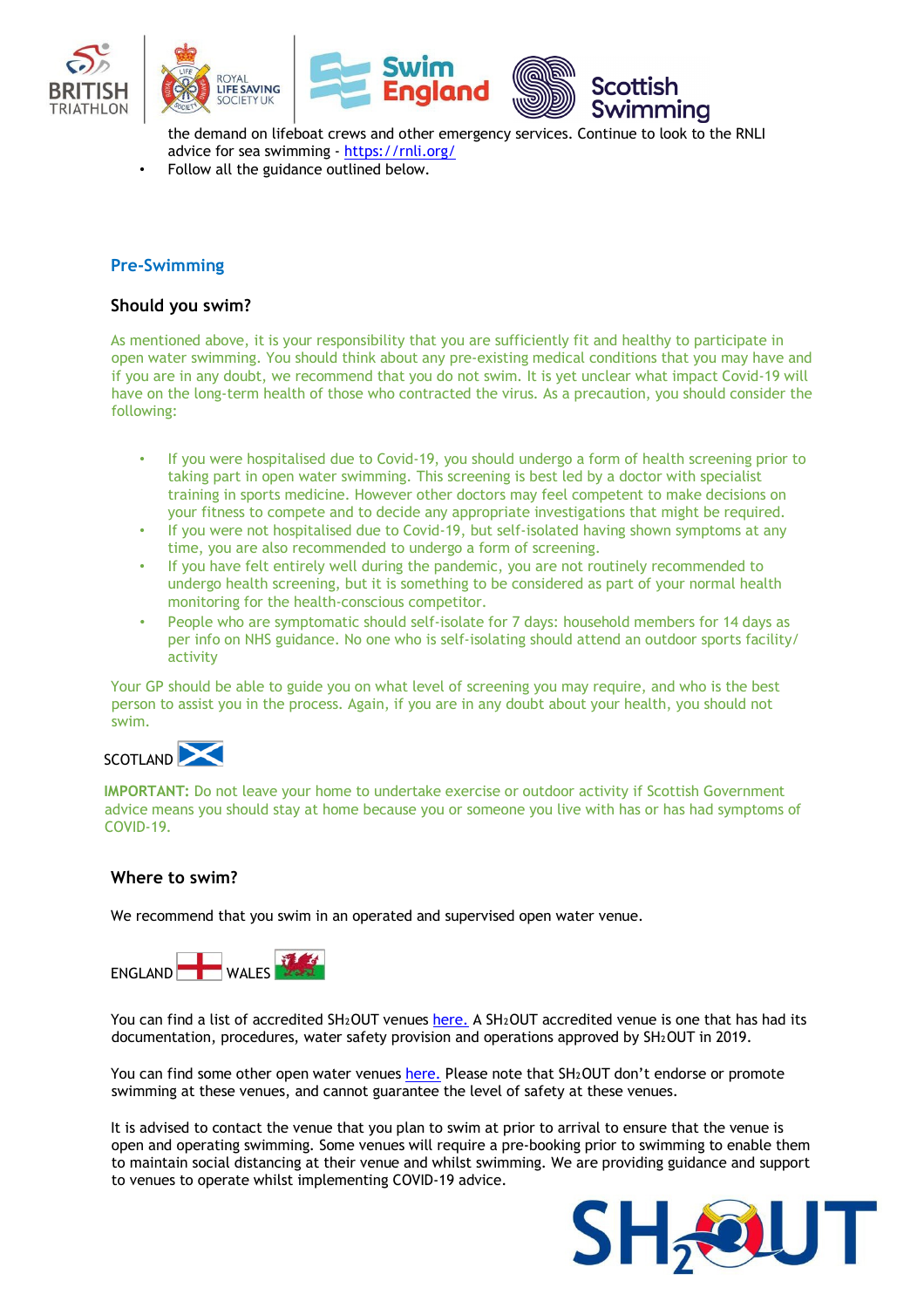the demand on lifeboat crews and other emergency services. Continue to look to the RNLI advice for sea swimming - https://rnli.org/

- Follow all the guidance outlined below.

## Pre-Swimming

### Should you swim?

As mentioned above, it is your responsibility that you are sufficiently fit and healthy to participate in open water swimming. You should think about any pre-existing medical conditions that you may have and if you are in any doubt, we recommend that you do not swim. It is yet unclear what impact Covid-19 will have on the long-term health of those who contracted the virus. As a precaution, you should consider the following:

- If you were hospitalised due to Covid-19, you should undergo a form of health screening prior to taking part in open water swimming. This screening is best led by a doctor with specialist training in sports medicine. However other doctors may feel competent to make decisions on your fitness to compete and to decide any appropriate investigations that might be required.
- If you were not hospitalised due to Covid-19, but self-isolated having shown symptoms at any time, you are also recommended to undergo a form of screening.
- If you have felt entirely well during the pandemic, you are not routinely recommended to undergo health screening, but it is something to be considered as part of your normal health monitoring for the health-conscious competitor.
- People who are symptomatic should self-isolate for 7 days: household members for 14 days as per info on NHS guidance. No one who is self-isolating should attend an outdoor sports facility/ activity

Your GP should be able to guide you on what level of screening you may require, and who is the best person to assist you in the process. Again, if you are in any doubt about your health, you should not swim.

SCOTLAND

**IMPORTANT:** Do not leave your home to undertake exercise or outdoor activity if Scottish Government advice means you should stay at home because you or someone you live with has or has had symptoms of COVID-19.

### Where to swim?

We recommend that you swim in an operated and supervised open water venue.

ENGLAND WALES

You can find a list of accredited SH2OUT venues here. A SH2OUT accredited venue is one that has had its documentation, procedures, water safety provision and operations approved by SH2OUT in 2019.

You can find some other open water venues here. Please note that SH2OUT don't endorse or promote swimming at these venues, and cannot guarantee the level of safety at these venues.

It is advised to contact the venue that you plan to swim at prior to arrival to ensure that the venue is open and operating swimming. Some venues will require a pre-booking prior to swimming to enable them to maintain social distancing at their venue and whilst swimming. We are providing guidance and support to venues to operate whilst implementing COVID-19 advice.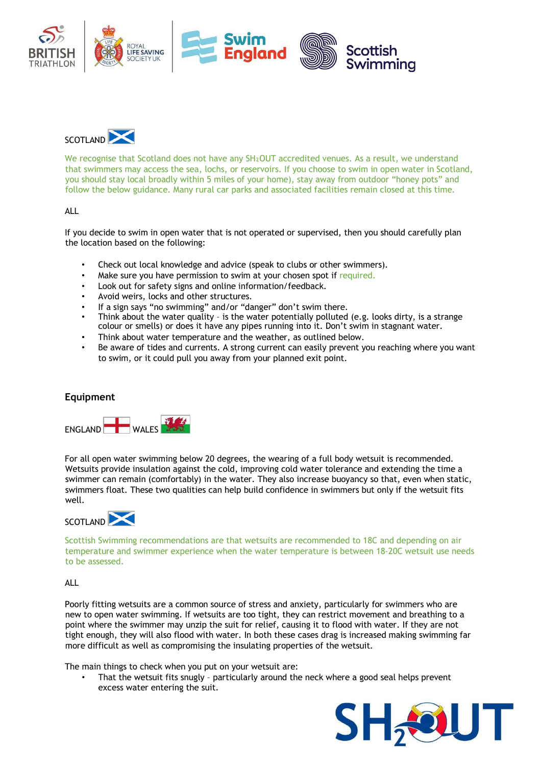SCOTLAND

We recognise that Scotland does not have any $SH_2OUT$ accredited venues. As a result, we understand that swimmers may access the sea, lochs, or reservoirs. If you choose to swim in open water in Scotland, you should stay local broadly within 5 miles of your home), stay away from outdoor "honey pots" and follow the below guidance. Many rural car parks and associated facilities remain closed at this time.

ALL

If you decide to swim in open water that is not operated or supervised, then you should carefully plan the location based on the following:

- Check out local knowledge and advice (speak to clubs or other swimmers).
- Make sure you have permission to swim at your chosen spot if required.
- Look out for safety signs and online information/feedback.
- Avoid weirs, locks and other structures.
- If a sign says "no swimming" and/or "danger" don't swim there.
- Think about the water quality – is the water potentially polluted (e.g. looks dirty, is a strange colour or smells) or does it have any pipes running into it. Don't swim in stagnant water.
- Think about water temperature and the weather, as outlined below.
- Be aware of tides and currents. A strong current can easily prevent you reaching where you want to swim, or it could pull you away from your planned exit point.

## Equipment

ENGLAND WALES

For all open water swimming below 20 degrees, the wearing of a full body wetsuit is recommended. Wetsuits provide insulation against the cold, improving cold water tolerance and extending the time a swimmer can remain (comfortably) in the water. They also increase buoyancy so that, even when static, swimmers float. These two qualities can help build confidence in swimmers but only if the wetsuit fits well.

SCOTLAND

Scottish Swimming recommendations are that wetsuits are recommended to 18C and depending on air temperature and swimmer experience when the water temperature is between 18-20C wetsuit use needs to be assessed.

ALL

Poorly fitting wetsuits are a common source of stress and anxiety, particularly for swimmers who are new to open water swimming. If wetsuits are too tight, they can restrict movement and breathing to a point where the swimmer may unzip the suit for relief, causing it to flood with water. If they are not tight enough, they will also flood with water. In both these cases drag is increased making swimming far more difficult as well as compromising the insulating properties of the wetsuit.

The main things to check when you put on your wetsuit are:

- That the wetsuit fits snugly – particularly around the neck where a good seal helps prevent excess water entering the suit.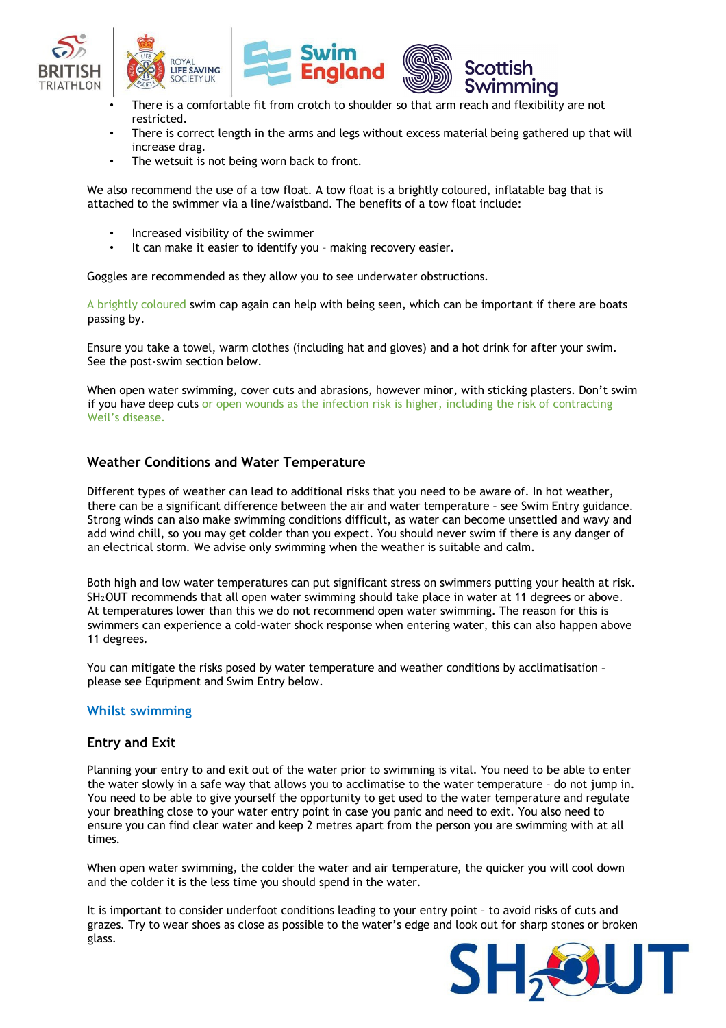- There is a comfortable fit from crotch to shoulder so that arm reach and flexibility are not restricted.
- There is correct length in the arms and legs without excess material being gathered up that will increase drag.
- The wetsuit is not being worn back to front.

We also recommend the use of a tow float. A tow float is a brightly coloured, inflatable bag that is attached to the swimmer via a line/waistband. The benefits of a tow float include:

- Increased visibility of the swimmer
- It can make it easier to identify you – making recovery easier.

Goggles are recommended as they allow you to see underwater obstructions.

A brightly coloured swim cap again can help with being seen, which can be important if there are boats passing by.

Ensure you take a towel, warm clothes (including hat and gloves) and a hot drink for after your swim. See the post-swim section below.

When open water swimming, cover cuts and abrasions, however minor, with sticking plasters. Don't swim if you have deep cuts or open wounds as the infection risk is higher, including the risk of contracting Weil's disease.

### Weather Conditions and Water Temperature

Different types of weather can lead to additional risks that you need to be aware of. In hot weather, there can be a significant difference between the air and water temperature – see Swim Entry guidance. Strong winds can also make swimming conditions difficult, as water can become unsettled and wavy and add wind chill, so you may get colder than you expect. You should never swim if there is any danger of an electrical storm. We advise only swimming when the weather is suitable and calm.

Both high and low water temperatures can put significant stress on swimmers putting your health at risk. $SH_2OUT$ recommends that all open water swimming should take place in water at 11 degrees or above. At temperatures lower than this we do not recommend open water swimming. The reason for this is swimmers can experience a cold-water shock response when entering water, this can also happen above 11 degrees.

You can mitigate the risks posed by water temperature and weather conditions by acclimatisation – please see Equipment and Swim Entry below.

## Whilst swimming

### Entry and Exit

Planning your entry to and exit out of the water prior to swimming is vital. You need to be able to enter the water slowly in a safe way that allows you to acclimatise to the water temperature – do not jump in. You need to be able to give yourself the opportunity to get used to the water temperature and regulate your breathing close to your water entry point in case you panic and need to exit. You also need to ensure you can find clear water and keep 2 metres apart from the person you are swimming with at all times.

When open water swimming, the colder the water and air temperature, the quicker you will cool down and the colder it is the less time you should spend in the water.

It is important to consider underfoot conditions leading to your entry point – to avoid risks of cuts and grazes. Try to wear shoes as close as possible to the water's edge and look out for sharp stones or broken glass.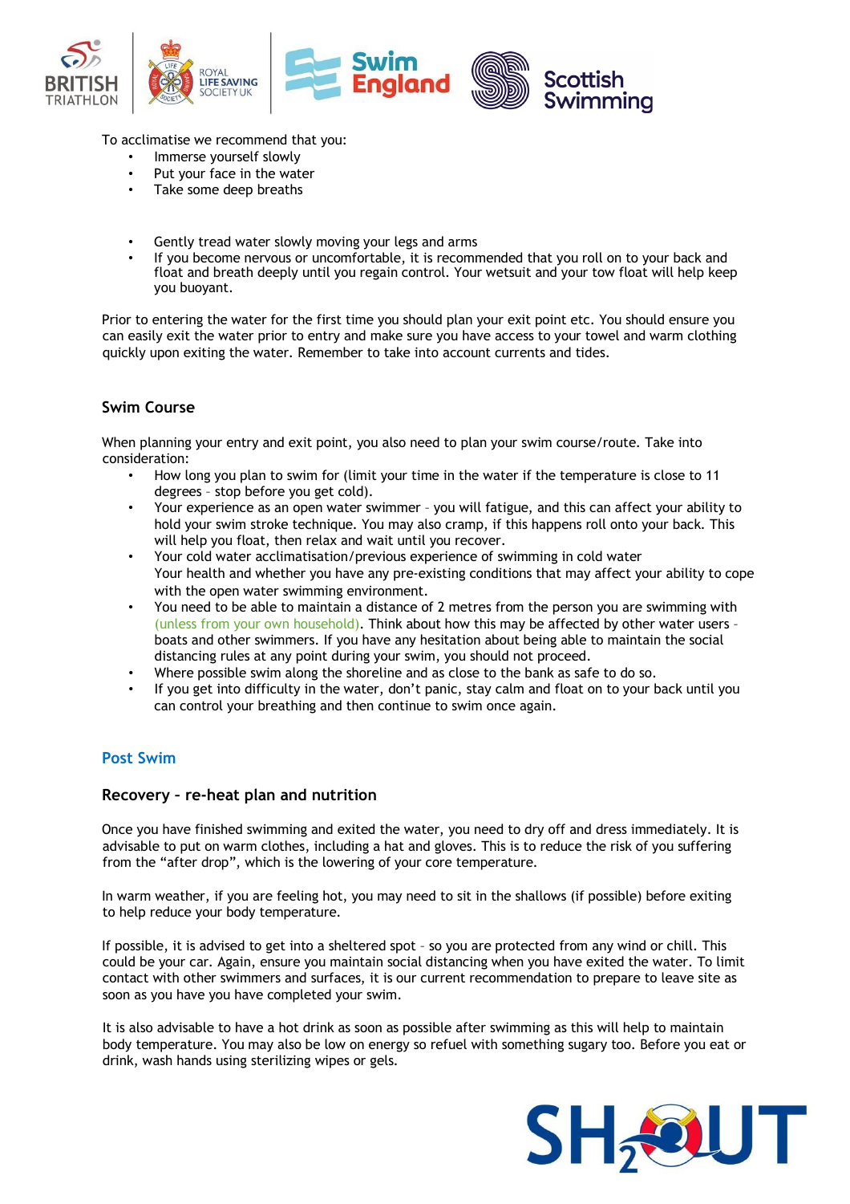To acclimatise we recommend that you:

- Immerse yourself slowly
- Put your face in the water
- Take some deep breaths

- Gently tread water slowly moving your legs and arms
- If you become nervous or uncomfortable, it is recommended that you roll on to your back and float and breath deeply until you regain control. Your wetsuit and your tow float will help keep you buoyant.

Prior to entering the water for the first time you should plan your exit point etc. You should ensure you can easily exit the water prior to entry and make sure you have access to your towel and warm clothing quickly upon exiting the water. Remember to take into account currents and tides.

### Swim Course

When planning your entry and exit point, you also need to plan your swim course/route. Take into consideration:

- How long you plan to swim for (limit your time in the water if the temperature is close to 11 degrees – stop before you get cold).
- Your experience as an open water swimmer – you will fatigue, and this can affect your ability to hold your swim stroke technique. You may also cramp, if this happens roll onto your back. This will help you float, then relax and wait until you recover.
- Your cold water acclimatisation/previous experience of swimming in cold water
  Your health and whether you have any pre-existing conditions that may affect your ability to cope with the open water swimming environment.
- You need to be able to maintain a distance of 2 metres from the person you are swimming with (unless from your own household). Think about how this may be affected by other water users – boats and other swimmers. If you have any hesitation about being able to maintain the social distancing rules at any point during your swim, you should not proceed.
- Where possible swim along the shoreline and as close to the bank as safe to do so.
- If you get into difficulty in the water, don't panic, stay calm and float on to your back until you can control your breathing and then continue to swim once again.

## Post Swim

### Recovery – re-heat plan and nutrition

Once you have finished swimming and exited the water, you need to dry off and dress immediately. It is advisable to put on warm clothes, including a hat and gloves. This is to reduce the risk of you suffering from the "after drop", which is the lowering of your core temperature.

In warm weather, if you are feeling hot, you may need to sit in the shallows (if possible) before exiting to help reduce your body temperature.

If possible, it is advised to get into a sheltered spot – so you are protected from any wind or chill. This could be your car. Again, ensure you maintain social distancing when you have exited the water. To limit contact with other swimmers and surfaces, it is our current recommendation to prepare to leave site as soon as you have you have completed your swim.

It is also advisable to have a hot drink as soon as possible after swimming as this will help to maintain body temperature. You may also be low on energy so refuel with something sugary too. Before you eat or drink, wash hands using sterilizing wipes or gels.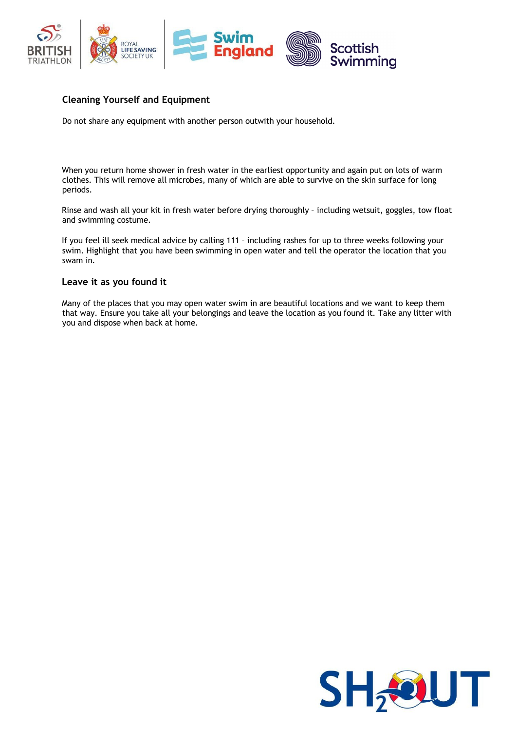## Cleaning Yourself and Equipment

Do not share any equipment with another person outwith your household.

When you return home shower in fresh water in the earliest opportunity and again put on lots of warm clothes. This will remove all microbes, many of which are able to survive on the skin surface for long periods.

Rinse and wash all your kit in fresh water before drying thoroughly – including wetsuit, goggles, tow float and swimming costume.

If you feel ill seek medical advice by calling 111 – including rashes for up to three weeks following your swim. Highlight that you have been swimming in open water and tell the operator the location that you swam in.

## Leave it as you found it

Many of the places that you may open water swim in are beautiful locations and we want to keep them that way. Ensure you take all your belongings and leave the location as you found it. Take any litter with you and dispose when back at home.